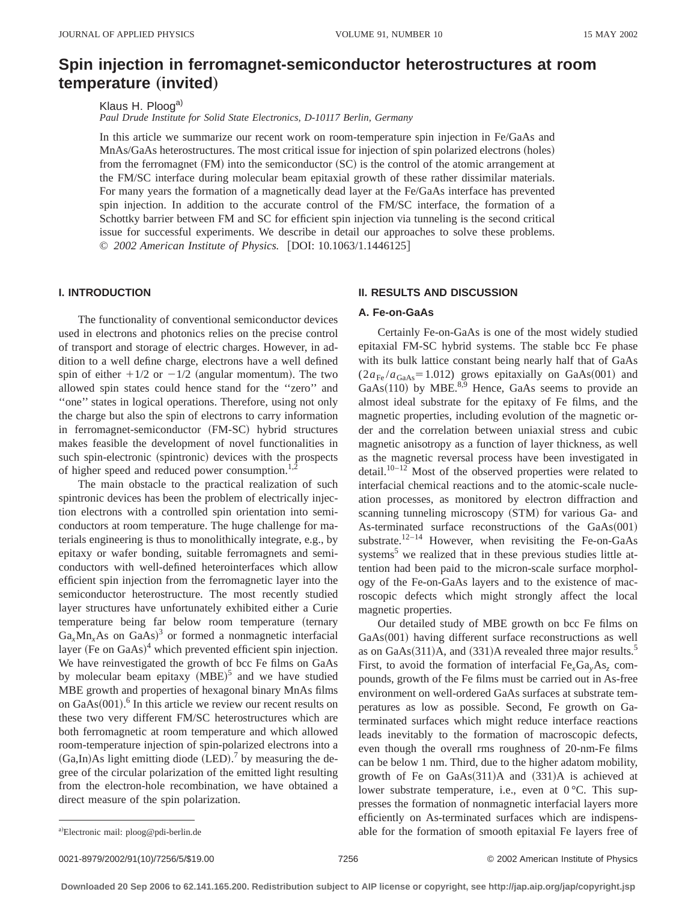# Spin injection in ferromagnet-semiconductor heterostructures at room temperature (invited)

Klaus H. Ploog[a)]

*Paul Drude Institute for Solid State Electronics, D-10117 Berlin, Germany*

In this article we summarize our recent work on room-temperature spin injection in Fe/GaAs and MnAs/GaAs heterostructures. The most critical issue for injection of spin polarized electrons (holes) from the ferromagnet (FM) into the semiconductor (SC) is the control of the atomic arrangement at the FM/SC interface during molecular beam epitaxial growth of these rather dissimilar materials. For many years the formation of a magnetically dead layer at the Fe/GaAs interface has prevented spin injection. In addition to the accurate control of the FM/SC interface, the formation of a Schottky barrier between FM and SC for efficient spin injection via tunneling is the second critical issue for successful experiments. We describe in detail our approaches to solve these problems. © *2002 American Institute of Physics.* [DOI: 10.1063/1.1446125]

## I. INTRODUCTION

The functionality of conventional semiconductor devices used in electrons and photonics relies on the precise control of transport and storage of electric charges. However, in addition to a well define charge, electrons have a well defined spin of either $+1/2$ or $-1/2$ (angular momentum). The two allowed spin states could hence stand for the ''zero'' and ''one'' states in logical operations. Therefore, using not only the charge but also the spin of electrons to carry information in ferromagnet-semiconductor (FM-SC) hybrid structures makes feasible the development of novel functionalities in such spin-electronic (spintronic) devices with the prospects of higher speed and reduced power consumption.[1,2]

The main obstacle to the practical realization of such spintronic devices has been the problem of electrically injection electrons with a controlled spin orientation into semiconductors at room temperature. The huge challenge for materials engineering is thus to monolithically integrate, e.g., by epitaxy or wafer bonding, suitable ferromagnets and semiconductors with well-defined heterointerfaces which allow efficient spin injection from the ferromagnetic layer into the semiconductor heterostructure. The most recently studied layer structures have unfortunately exhibited either a Curie temperature being far below room temperature (ternary $Ga_xMn_xAs$ on GaAs)[3] or formed a nonmagnetic interfacial layer (Fe on GaAs)[4] which prevented efficient spin injection. We have reinvestigated the growth of bcc Fe films on GaAs by molecular beam epitaxy (MBE)[5] and we have studied MBE growth and properties of hexagonal binary MnAs films on GaAs(001).[6] In this article we review our recent results on these two very different FM/SC heterostructures which are both ferromagnetic at room temperature and which allowed room-temperature injection of spin-polarized electrons into a (Ga,In)As light emitting diode (LED).[7] by measuring the degree of the circular polarization of the emitted light resulting from the electron-hole recombination, we have obtained a direct measure of the spin polarization.

## II. RESULTS AND DISCUSSION

### A. Fe-on-GaAs

Certainly Fe-on-GaAs is one of the most widely studied epitaxial FM-SC hybrid systems. The stable bcc Fe phase with its bulk lattice constant being nearly half that of GaAs ($2a_{Fe}/a_{GaAs}=1.012$) grows epitaxially on GaAs(001) and GaAs(110) by MBE.[8,9] Hence, GaAs seems to provide an almost ideal substrate for the epitaxy of Fe films, and the magnetic properties, including evolution of the magnetic order and the correlation between uniaxial stress and cubic magnetic anisotropy as a function of layer thickness, as well as the magnetic reversal process have been investigated in detail.[10–12] Most of the observed properties were related to interfacial chemical reactions and to the atomic-scale nucleation processes, as monitored by electron diffraction and scanning tunneling microscopy (STM) for various Ga- and As-terminated surface reconstructions of the GaAs(001) substrate.[12–14] However, when revisiting the Fe-on-GaAs systems[5] we realized that in these previous studies little attention had been paid to the micron-scale surface morphology of the Fe-on-GaAs layers and to the existence of macroscopic defects which might strongly affect the local magnetic properties.

Our detailed study of MBE growth on bcc Fe films on GaAs(001) having different surface reconstructions as well as on GaAs(311)A, and (331)A revealed three major results.[5] First, to avoid the formation of interfacial $Fe_xGa_yAs_z$ compounds, growth of the Fe films must be carried out in As-free environment on well-ordered GaAs surfaces at substrate temperatures as low as possible. Second, Fe growth on Ga-terminated surfaces which might reduce interface reactions leads inevitably to the formation of macroscopic defects, even though the overall rms roughness of 20-nm-Fe films can be below 1 nm. Third, due to the higher adatom mobility, growth of Fe on GaAs(311)A and (331)A is achieved at lower substrate temperature, i.e., even at 0 °C. This suppresses the formation of nonmagnetic interfacial layers more efficiently on As-terminated surfaces which are indispensable for the formation of smooth epitaxial Fe layers free of

---

[a)]Electronic mail: ploog@pdi-berlin.de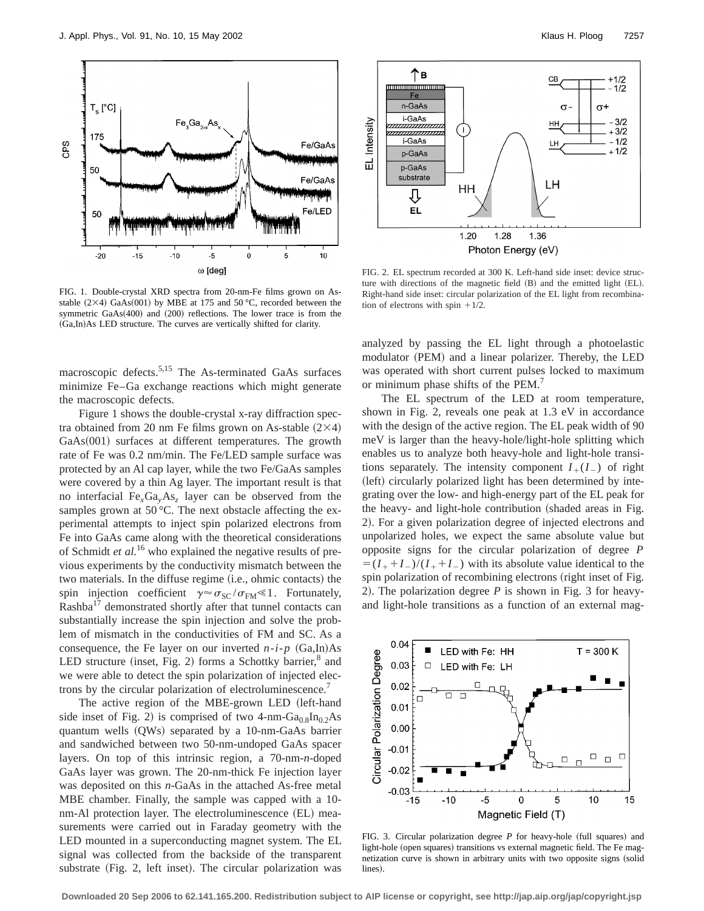FIG. 1. Double-crystal XRD spectra from 20-nm-Fe films grown on As-stable (2×4) GaAs(001) by MBE at 175 and 50 °C, recorded between the symmetric GaAs(400) and (200) reflections. The lower trace is from the (Ga,In)As LED structure. The curves are vertically shifted for clarity.

macroscopic defects.[5,15] The As-terminated GaAs surfaces minimize Fe–Ga exchange reactions which might generate the macroscopic defects.

Figure 1 shows the double-crystal x-ray diffraction spectra obtained from 20 nm Fe films grown on As-stable (2×4) GaAs(001) surfaces at different temperatures. The growth rate of Fe was 0.2 nm/min. The Fe/LED sample surface was protected by an Al cap layer, while the two Fe/GaAs samples were covered by a thin Ag layer. The important result is that no interfacial $Fe_xGa_yAs_z$ layer can be observed from the samples grown at 50 °C. The next obstacle affecting the experimental attempts to inject spin polarized electrons from Fe into GaAs came along with the theoretical considerations of Schmidt *et al.*[16] who explained the negative results of previous experiments by the conductivity mismatch between the two materials. In the diffuse regime (i.e., ohmic contacts) the spin injection coefficient $\gamma \approx \sigma_{SC}/\sigma_{FM} \ll 1$. Fortunately, Rashba[17] demonstrated shortly after that tunnel contacts can substantially increase the spin injection and solve the problem of mismatch in the conductivities of FM and SC. As a consequence, the Fe layer on our inverted *n-i-p* (Ga,In)As LED structure (inset, Fig. 2) forms a Schottky barrier,[8] and we were able to detect the spin polarization of injected electrons by the circular polarization of electroluminescence.[7]

The active region of the MBE-grown LED (left-hand side inset of Fig. 2) is comprised of two 4-nm-$Ga_{0.8}In_{0.2}As$ quantum wells (QWs) separated by a 10-nm-GaAs barrier and sandwiched between two 50-nm-undoped GaAs spacer layers. On top of this intrinsic region, a 70-nm-*n*-doped GaAs layer was grown. The 20-nm-thick Fe injection layer was deposited on this *n*-GaAs in the attached As-free metal MBE chamber. Finally, the sample was capped with a 10-nm-Al protection layer. The electroluminescence (EL) measurements were carried out in Faraday geometry with the LED mounted in a superconducting magnet system. The EL signal was collected from the backside of the transparent substrate (Fig. 2, left inset). The circular polarization was analyzed by passing the EL light through a photoelastic modulator (PEM) and a linear polarizer. Thereby, the LED was operated with short current pulses locked to maximum or minimum phase shifts of the PEM.[7]

FIG. 2. EL spectrum recorded at 300 K. Left-hand side inset: device structure with directions of the magnetic field (B) and the emitted light (EL). Right-hand side inset: circular polarization of the EL light from recombination of electrons with spin +1/2.

The EL spectrum of the LED at room temperature, shown in Fig. 2, reveals one peak at 1.3 eV in accordance with the design of the active region. The EL peak width of 90 meV is larger than the heavy-hole/light-hole splitting which enables us to analyze both heavy-hole and light-hole transitions separately. The intensity component $I_+(I_-)$ of right (left) circularly polarized light has been determined by integrating over the low- and high-energy part of the EL peak for the heavy- and light-hole contribution (shaded areas in Fig. 2). For a given polarization degree of injected electrons and unpolarized holes, we expect the same absolute value but opposite signs for the circular polarization of degree $P = (I_+ + I_-)/(I_+ + I_-)$ with its absolute value identical to the spin polarization of recombining electrons (right inset of Fig. 2). The polarization degree *P* is shown in Fig. 3 for heavy- and light-hole transitions as a function of an external mag-

FIG. 3. Circular polarization degree *P* for heavy-hole (full squares) and light-hole (open squares) transitions vs external magnetic field. The Fe magnetization curve is shown in arbitrary units with two opposite signs (solid lines).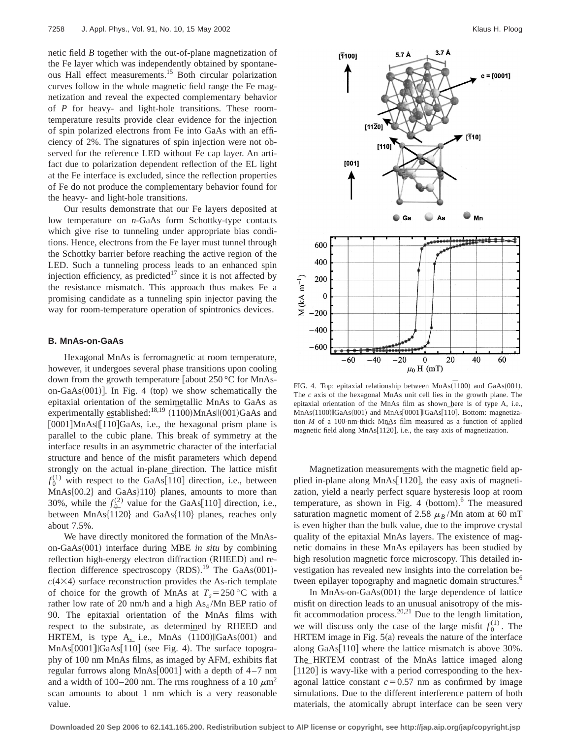netic field $B$ together with the out-of-plane magnetization of the Fe layer which was independently obtained by spontaneous Hall effect measurements.[15] Both circular polarization curves follow in the whole magnetic field range the Fe magnetization and reveal the expected complementary behavior of $P$ for heavy- and light-hole transitions. These room-temperature results provide clear evidence for the injection of spin polarized electrons from Fe into GaAs with an efficiency of 2%. The signatures of spin injection were not observed for the reference LED without Fe cap layer. An artifact due to polarization dependent reflection of the EL light at the Fe interface is excluded, since the reflection properties of Fe do not produce the complementary behavior found for the heavy- and light-hole transitions.

Our results demonstrate that our Fe layers deposited at low temperature on $n$-GaAs form Schottky-type contacts which give rise to tunneling under appropriate bias conditions. Hence, electrons from the Fe layer must tunnel through the Schottky barrier before reaching the active region of the LED. Such a tunneling process leads to an enhanced spin injection efficiency, as predicted[17] since it is not affected by the resistance mismatch. This approach thus makes Fe a promising candidate as a tunneling spin injector paving the way for room-temperature operation of spintronics devices.

### B. MnAs-on-GaAs

Hexagonal MnAs is ferromagnetic at room temperature, however, it undergoes several phase transitions upon cooling down from the growth temperature [about 250 °C for MnAs-on-GaAs(001)]. In Fig. 4 (top) we show schematically the epitaxial orientation of the semimetallic MnAs to GaAs as experimentally established:[18,19] $(\bar{1}100)$MnAs‖(001)GaAs and [0001]MnAs‖$[\bar{1}10]$GaAs, i.e., the hexagonal prism plane is parallel to the cubic plane. This break of symmetry at the interface results in an asymmetric character of the interfacial structure and hence of the misfit parameters which depend strongly on the actual in-plane direction. The lattice misfit $f_0^{(1)}$ with respect to the GaAs$[\bar{1}10]$ direction, i.e., between MnAs{00.2} and GaAs}110} planes, amounts to more than 30%, while the $f_0^{(2)}$ value for the GaAs[110] direction, i.e., between MnAs$\{11\bar{2}0\}$ and GaAs{110} planes, reaches only about 7.5%.

We have directly monitored the formation of the MnAs-on-GaAs(001) interface during MBE *in situ* by combining reflection high-energy electron diffraction (RHEED) and reflection difference spectroscopy (RDS).[19] The GaAs(001)-$c(4\times4)$ surface reconstruction provides the As-rich template of choice for the growth of MnAs at $T_s = 250$ °C with a rather low rate of 20 nm/h and a high $As_4$/Mn BEP ratio of 90. The epitaxial orientation of the MnAs films with respect to the substrate, as determined by RHEED and HRTEM, is type A, i.e., MnAs $(\bar{1}100)$‖GaAs(001) and MnAs[0001]‖GaAs$[\bar{1}10]$ (see Fig. 4). The surface topography of 100 nm MnAs films, as imaged by AFM, exhibits flat regular furrows along MnAs[0001] with a depth of 4–7 nm and a width of 100–200 nm. The rms roughness of a 10 $\mu m^2$ scan amounts to about 1 nm which is a very reasonable value.

FIG. 4. Top: epitaxial relationship between MnAs$(\bar{1}100)$ and GaAs(001). The $c$ axis of the hexagonal MnAs unit cell lies in the growth plane. The epitaxial orientation of the MnAs film as shown here is of type A, i.e., MnAs$(\bar{1}100)$‖GaAs(001) and MnAs[0001]‖GaAs$[\bar{1}10]$. Bottom: magnetization $M$ of a 100-nm-thick MnAs film measured as a function of applied magnetic field along MnAs$[11\bar{2}0]$, i.e., the easy axis of magnetization.

Magnetization measurements with the magnetic field applied in-plane along MnAs$[11\bar{2}0]$, the easy axis of magnetization, yield a nearly perfect square hysteresis loop at room temperature, as shown in Fig. 4 (bottom).[6] The measured saturation magnetic moment of 2.58 $\mu_B$/Mn atom at 60 mT is even higher than the bulk value, due to the improve crystal quality of the epitaxial MnAs layers. The existence of magnetic domains in these MnAs epilayers has been studied by high resolution magnetic force microscopy. This detailed investigation has revealed new insights into the correlation between epilayer topography and magnetic domain structures.[6]

In MnAs-on-GaAs(001) the large dependence of lattice misfit on direction leads to an unusual anisotropy of the misfit accommodation process.[20,21] Due to the length limitation, we will discuss only the case of the large misfit $f_0^{(1)}$. The HRTEM image in Fig. 5(a) reveals the nature of the interface along GaAs$[\bar{1}10]$ where the lattice mismatch is above 30%. The HRTEM contrast of the MnAs lattice imaged along $[11\bar{2}0]$ is wavy-like with a period corresponding to the hexagonal lattice constant $c = 0.57$ nm as confirmed by image simulations. Due to the different interference pattern of both materials, the atomically abrupt interface can be seen very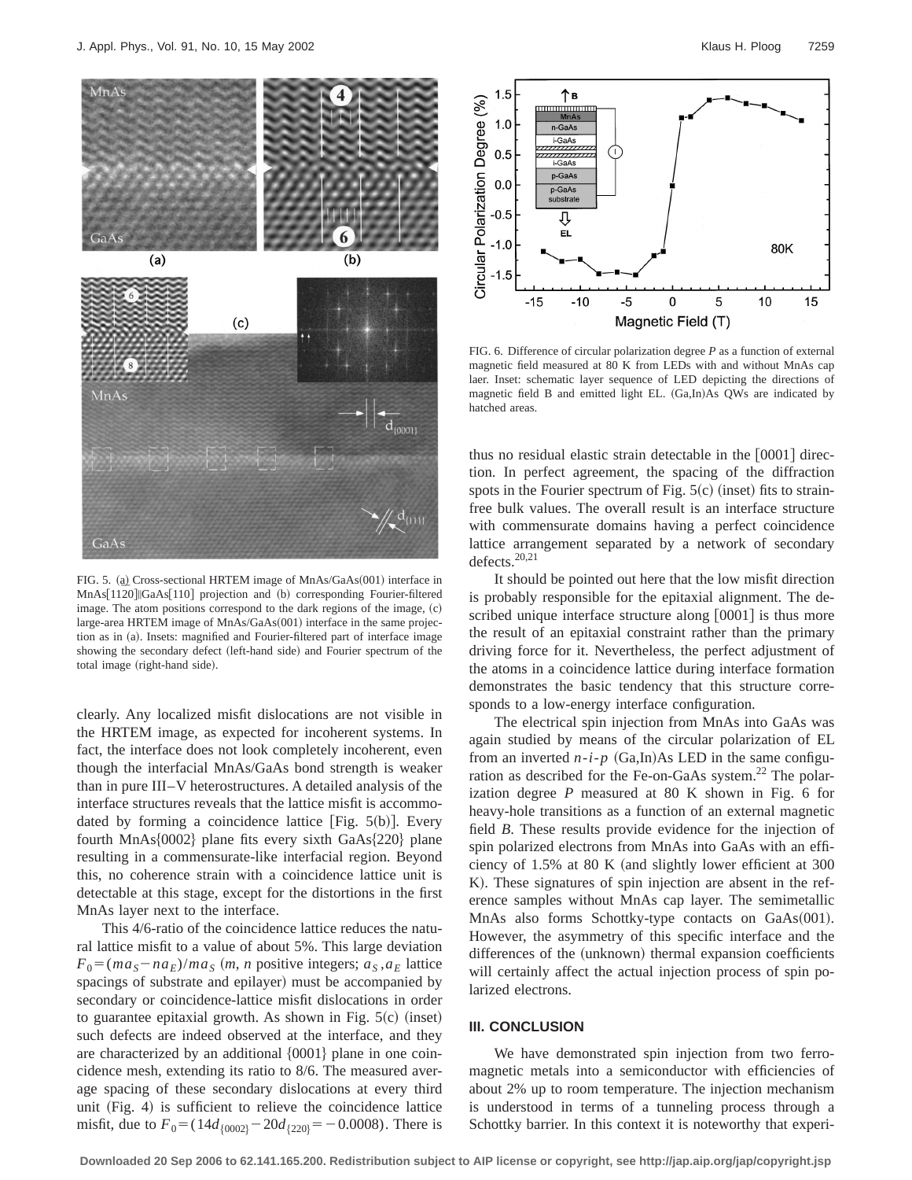FIG. 5. (a) Cross-sectional HRTEM image of MnAs/GaAs(001) interface in MnAs[1120]‖GaAs[110] projection and (b) corresponding Fourier-filtered image. The atom positions correspond to the dark regions of the image, (c) large-area HRTEM image of MnAs/GaAs(001) interface in the same projection as in (a). Insets: magnified and Fourier-filtered part of interface image showing the secondary defect (left-hand side) and Fourier spectrum of the total image (right-hand side).

clearly. Any localized misfit dislocations are not visible in the HRTEM image, as expected for incoherent systems. In fact, the interface does not look completely incoherent, even though the interfacial MnAs/GaAs bond strength is weaker than in pure III–V heterostructures. A detailed analysis of the interface structures reveals that the lattice misfit is accommodated by forming a coincidence lattice [Fig. 5(b)]. Every fourth MnAs{0002} plane fits every sixth GaAs{220} plane resulting in a commensurate-like interfacial region. Beyond this, no coherence strain with a coincidence lattice unit is detectable at this stage, except for the distortions in the first MnAs layer next to the interface.

This 4/6-ratio of the coincidence lattice reduces the natural lattice misfit to a value of about 5%. This large deviation $F_0=(ma_S-na_E)/ma_S$ ($m$, $n$ positive integers; $a_S$, $a_E$ lattice spacings of substrate and epilayer) must be accompanied by secondary or coincidence-lattice misfit dislocations in order to guarantee epitaxial growth. As shown in Fig. 5(c) (inset) such defects are indeed observed at the interface, and they are characterized by an additional {0001} plane in one coincidence mesh, extending its ratio to 8/6. The measured average spacing of these secondary dislocations at every third unit (Fig. 4) is sufficient to relieve the coincidence lattice misfit, due to $F_0=(14d_{\{0002\}}-20d_{\{220\}}=-0.0008)$. There is thus no residual elastic strain detectable in the [0001] direction. In perfect agreement, the spacing of the diffraction spots in the Fourier spectrum of Fig. 5(c) (inset) fits to strain-free bulk values. The overall result is an interface structure with commensurate domains having a perfect coincidence lattice arrangement separated by a network of secondary defects.[20,21]

FIG. 6. Difference of circular polarization degree $P$ as a function of external magnetic field measured at 80 K from LEDs with and without MnAs cap laer. Inset: schematic layer sequence of LED depicting the directions of magnetic field B and emitted light EL. (Ga,In)As QWs are indicated by hatched areas.

It should be pointed out here that the low misfit direction is probably responsible for the epitaxial alignment. The described unique interface structure along [0001] is thus more the result of an epitaxial constraint rather than the primary driving force for it. Nevertheless, the perfect adjustment of the atoms in a coincidence lattice during interface formation demonstrates the basic tendency that this structure corresponds to a low-energy interface configuration.

The electrical spin injection from MnAs into GaAs was again studied by means of the circular polarization of EL from an inverted $n$-$i$-$p$ (Ga,In)As LED in the same configuration as described for the Fe-on-GaAs system.[22] The polarization degree $P$ measured at 80 K shown in Fig. 6 for heavy-hole transitions as a function of an external magnetic field $B$. These results provide evidence for the injection of spin polarized electrons from MnAs into GaAs with an efficiency of 1.5% at 80 K (and slightly lower efficient at 300 K). These signatures of spin injection are absent in the reference samples without MnAs cap layer. The semimetallic MnAs also forms Schottky-type contacts on GaAs(001). However, the asymmetry of this specific interface and the differences of the (unknown) thermal expansion coefficients will certainly affect the actual injection process of spin polarized electrons.

## III. CONCLUSION

We have demonstrated spin injection from two ferromagnetic metals into a semiconductor with efficiencies of about 2% up to room temperature. The injection mechanism is understood in terms of a tunneling process through a Schottky barrier. In this context it is noteworthy that experi-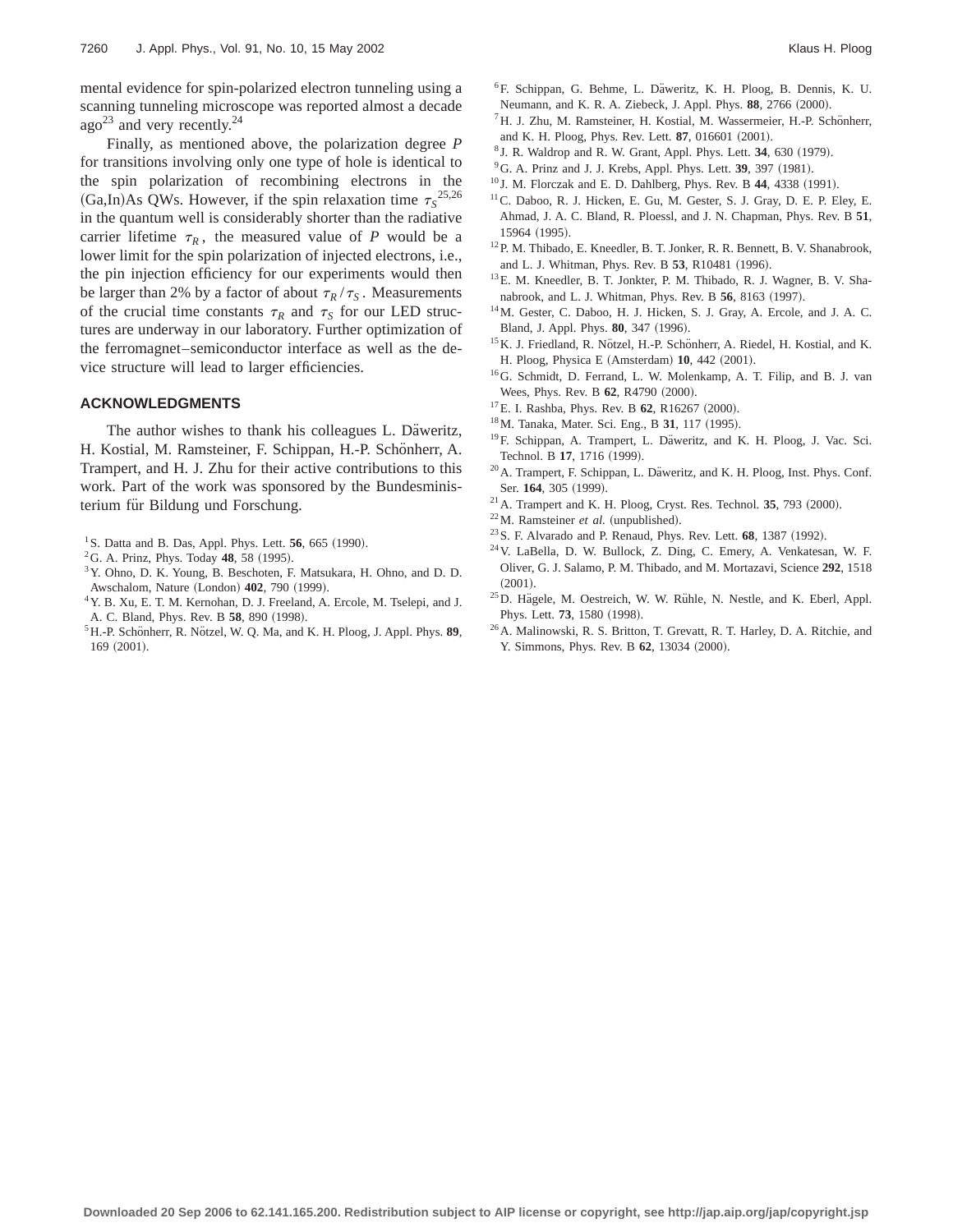mental evidence for spin-polarized electron tunneling using a scanning tunneling microscope was reported almost a decade ago[23] and very recently.[24]

Finally, as mentioned above, the polarization degree $P$ for transitions involving only one type of hole is identical to the spin polarization of recombining electrons in the (Ga,In)As QWs. However, if the spin relaxation time $\tau_S$[25,26] in the quantum well is considerably shorter than the radiative carrier lifetime $\tau_R$, the measured value of $P$ would be a lower limit for the spin polarization of injected electrons, i.e., the pin injection efficiency for our experiments would then be larger than 2% by a factor of about $\tau_R/\tau_S$. Measurements of the crucial time constants $\tau_R$ and $\tau_S$ for our LED structures are underway in our laboratory. Further optimization of the ferromagnet–semiconductor interface as well as the device structure will lead to larger efficiencies.

## ACKNOWLEDGMENTS

The author wishes to thank his colleagues L. Däweritz, H. Kostial, M. Ramsteiner, F. Schippan, H.-P. Schönherr, A. Trampert, and H. J. Zhu for their active contributions to this work. Part of the work was sponsored by the Bundesministerium für Bildung und Forschung.

[1] S. Datta and B. Das, Appl. Phys. Lett. **56**, 665 (1990).
[2] G. A. Prinz, Phys. Today **48**, 58 (1995).
[3] Y. Ohno, D. K. Young, B. Beschoten, F. Matsukara, H. Ohno, and D. D. Awschalom, Nature (London) **402**, 790 (1999).
[4] Y. B. Xu, E. T. M. Kernohan, D. J. Freeland, A. Ercole, M. Tselepi, and J. A. C. Bland, Phys. Rev. B **58**, 890 (1998).
[5] H.-P. Schönherr, R. Nötzel, W. Q. Ma, and K. H. Ploog, J. Appl. Phys. **89**, 169 (2001).
[6] F. Schippan, G. Behme, L. Däweritz, K. H. Ploog, B. Dennis, K. U. Neumann, and K. R. A. Ziebeck, J. Appl. Phys. **88**, 2766 (2000).
[7] H. J. Zhu, M. Ramsteiner, H. Kostial, M. Wassermeier, H.-P. Schönherr, and K. H. Ploog, Phys. Rev. Lett. **87**, 016601 (2001).
[8] J. R. Waldrop and R. W. Grant, Appl. Phys. Lett. **34**, 630 (1979).
[9] G. A. Prinz and J. J. Krebs, Appl. Phys. Lett. **39**, 397 (1981).
[10] J. M. Florczak and E. D. Dahlberg, Phys. Rev. B **44**, 4338 (1991).
[11] C. Daboo, R. J. Hicken, E. Gu, M. Gester, S. J. Gray, D. E. P. Eley, E. Ahmad, J. A. C. Bland, R. Ploessl, and J. N. Chapman, Phys. Rev. B **51**, 15964 (1995).
[12] P. M. Thibado, E. Kneedler, B. T. Jonker, R. R. Bennett, B. V. Shanabrook, and L. J. Whitman, Phys. Rev. B **53**, R10481 (1996).
[13] E. M. Kneedler, B. T. Jonkter, P. M. Thibado, R. J. Wagner, B. V. Shanabrook, and L. J. Whitman, Phys. Rev. B **56**, 8163 (1997).
[14] M. Gester, C. Daboo, H. J. Hicken, S. J. Gray, A. Ercole, and J. A. C. Bland, J. Appl. Phys. **80**, 347 (1996).
[15] K. J. Friedland, R. Nötzel, H.-P. Schönherr, A. Riedel, H. Kostial, and K. H. Ploog, Physica E (Amsterdam) **10**, 442 (2001).
[16] G. Schmidt, D. Ferrand, L. W. Molenkamp, A. T. Filip, and B. J. van Wees, Phys. Rev. B **62**, R4790 (2000).
[17] E. I. Rashba, Phys. Rev. B **62**, R16267 (2000).
[18] M. Tanaka, Mater. Sci. Eng., B **31**, 117 (1995).
[19] F. Schippan, A. Trampert, L. Däweritz, and K. H. Ploog, J. Vac. Sci. Technol. B **17**, 1716 (1999).
[20] A. Trampert, F. Schippan, L. Däweritz, and K. H. Ploog, Inst. Phys. Conf. Ser. **164**, 305 (1999).
[21] A. Trampert and K. H. Ploog, Cryst. Res. Technol. **35**, 793 (2000).
[22] M. Ramsteiner *et al.* (unpublished).
[23] S. F. Alvarado and P. Renaud, Phys. Rev. Lett. **68**, 1387 (1992).
[24] V. LaBella, D. W. Bullock, Z. Ding, C. Emery, A. Venkatesan, W. F. Oliver, G. J. Salamo, P. M. Thibado, and M. Mortazavi, Science **292**, 1518 (2001).
[25] D. Hägele, M. Oestreich, W. W. Rühle, N. Nestle, and K. Eberl, Appl. Phys. Lett. **73**, 1580 (1998).
[26] A. Malinowski, R. S. Britton, T. Grevatt, R. T. Harley, D. A. Ritchie, and Y. Simmons, Phys. Rev. B **62**, 13034 (2000).